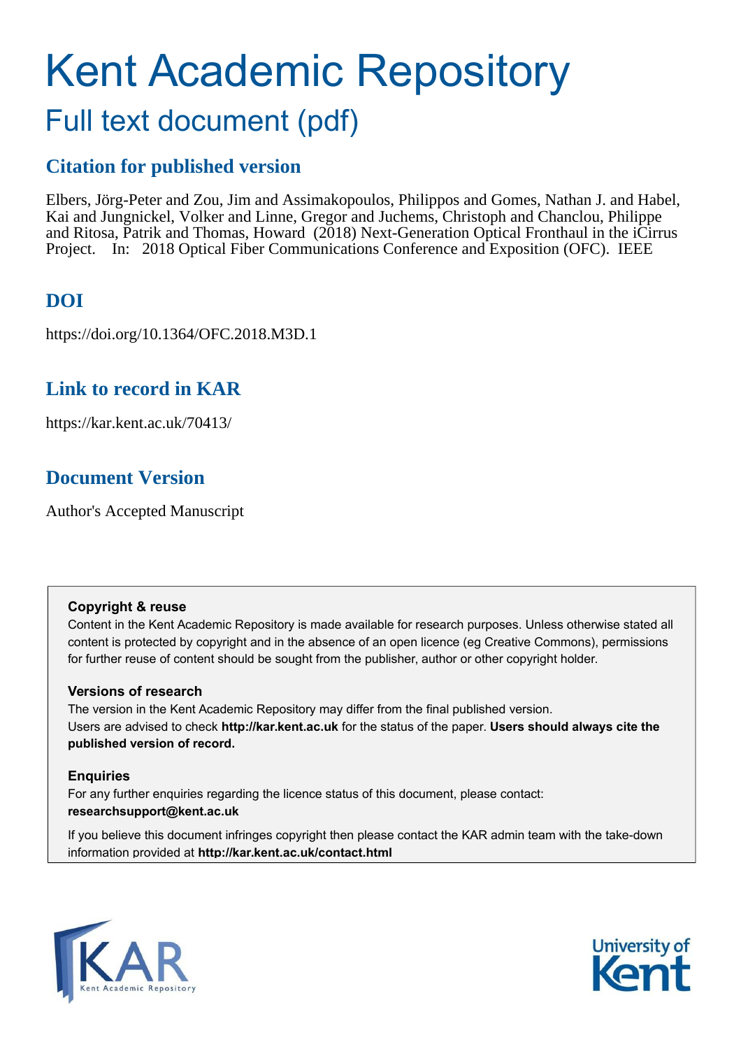# Kent Academic Repository

## Full text document (pdf)

### Citation for published version

Elbers, Jörg-Peter and Zou, Jim and Assimakopoulos, Philippos and Gomes, Nathan J. and Habel, Kai and Jungnickel, Volker and Linne, Gregor and Juchems, Christoph and Chanclou, Philippe and Ritosa, Patrik and Thomas, Howard (2018) Next-Generation Optical Fronthaul in the iCirrus Project. In: 2018 Optical Fiber Communications Conference and Exposition (OFC). IEEE

### DOI

https://doi.org/10.1364/OFC.2018.M3D.1

### Link to record in KAR

https://kar.kent.ac.uk/70413/

### Document Version

Author's Accepted Manuscript

**Copyright & reuse**

Content in the Kent Academic Repository is made available for research purposes. Unless otherwise stated all content is protected by copyright and in the absence of an open licence (eg Creative Commons), permissions for further reuse of content should be sought from the publisher, author or other copyright holder.

**Versions of research**

The version in the Kent Academic Repository may differ from the final published version.
Users are advised to check **http://kar.kent.ac.uk** for the status of the paper. **Users should always cite the published version of record.**

**Enquiries**

For any further enquiries regarding the licence status of this document, please contact:
**researchsupport@kent.ac.uk**

If you believe this document infringes copyright then please contact the KAR admin team with the take-down information provided at **http://kar.kent.ac.uk/contact.html**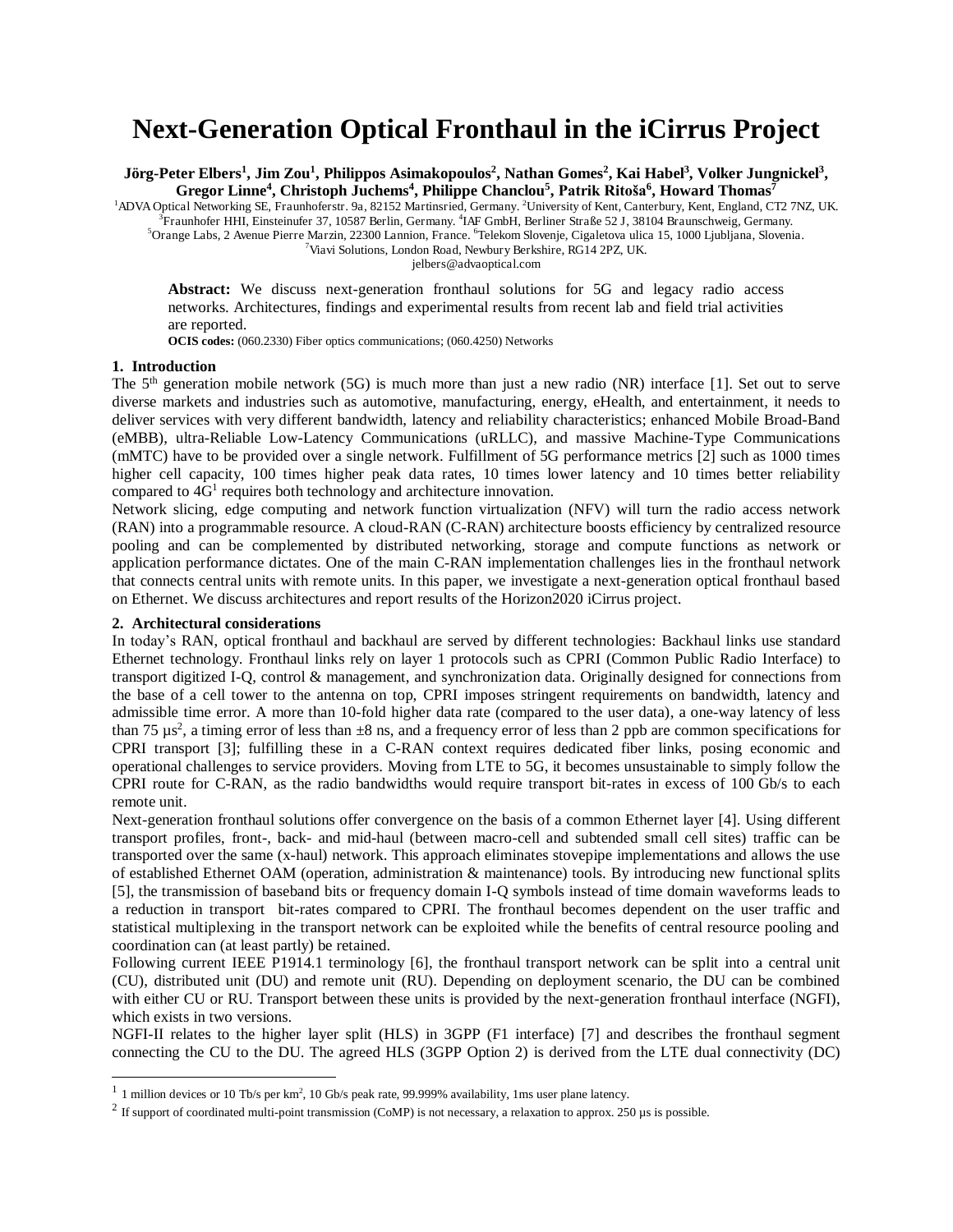# Next-Generation Optical Fronthaul in the iCirrus Project

**Jörg-Peter Elbers[1], Jim Zou[1], Philippos Asimakopoulos[2], Nathan Gomes[2], Kai Habel[3], Volker Jungnickel[3], Gregor Linne[4], Christoph Juchems[4], Philippe Chanclou[5], Patrik Ritoša[6], Howard Thomas[7]**

[1]ADVA Optical Networking SE, Fraunhoferstr. 9a, 82152 Martinsried, Germany. [2]University of Kent, Canterbury, Kent, England, CT2 7NZ, UK. [3]Fraunhofer HHI, Einsteinufer 37, 10587 Berlin, Germany. [4]IAF GmbH, Berliner Straße 52 J, 38104 Braunschweig, Germany. [5]Orange Labs, 2 Avenue Pierre Marzin, 22300 Lannion, France. [6]Telekom Slovenje, Cigaletova ulica 15, 1000 Ljubljana, Slovenia. [7]Viavi Solutions, London Road, Newbury Berkshire, RG14 2PZ, UK.

jelbers@advaoptical.com

**Abstract:** We discuss next-generation fronthaul solutions for 5G and legacy radio access networks. Architectures, findings and experimental results from recent lab and field trial activities are reported.

**OCIS codes:** (060.2330) Fiber optics communications; (060.4250) Networks

## 1. Introduction

The 5[th] generation mobile network (5G) is much more than just a new radio (NR) interface [1]. Set out to serve diverse markets and industries such as automotive, manufacturing, energy, eHealth, and entertainment, it needs to deliver services with very different bandwidth, latency and reliability characteristics; enhanced Mobile Broad-Band (eMBB), ultra-Reliable Low-Latency Communications (uRLLC), and massive Machine-Type Communications (mMTC) have to be provided over a single network. Fulfillment of 5G performance metrics [2] such as 1000 times higher cell capacity, 100 times higher peak data rates, 10 times lower latency and 10 times better reliability compared to 4G[1] requires both technology and architecture innovation.

Network slicing, edge computing and network function virtualization (NFV) will turn the radio access network (RAN) into a programmable resource. A cloud-RAN (C-RAN) architecture boosts efficiency by centralized resource pooling and can be complemented by distributed networking, storage and compute functions as network or application performance dictates. One of the main C-RAN implementation challenges lies in the fronthaul network that connects central units with remote units. In this paper, we investigate a next-generation optical fronthaul based on Ethernet. We discuss architectures and report results of the Horizon2020 iCirrus project.

## 2. Architectural considerations

In today's RAN, optical fronthaul and backhaul are served by different technologies: Backhaul links use standard Ethernet technology. Fronthaul links rely on layer 1 protocols such as CPRI (Common Public Radio Interface) to transport digitized I-Q, control & management, and synchronization data. Originally designed for connections from the base of a cell tower to the antenna on top, CPRI imposes stringent requirements on bandwidth, latency and admissible time error. A more than 10-fold higher data rate (compared to the user data), a one-way latency of less than 75 µs[2], a timing error of less than ±8 ns, and a frequency error of less than 2 ppb are common specifications for CPRI transport [3]; fulfilling these in a C-RAN context requires dedicated fiber links, posing economic and operational challenges to service providers. Moving from LTE to 5G, it becomes unsustainable to simply follow the CPRI route for C-RAN, as the radio bandwidths would require transport bit-rates in excess of 100 Gb/s to each remote unit.

Next-generation fronthaul solutions offer convergence on the basis of a common Ethernet layer [4]. Using different transport profiles, front-, back- and mid-haul (between macro-cell and subtended small cell sites) traffic can be transported over the same (x-haul) network. This approach eliminates stovepipe implementations and allows the use of established Ethernet OAM (operation, administration & maintenance) tools. By introducing new functional splits [5], the transmission of baseband bits or frequency domain I-Q symbols instead of time domain waveforms leads to a reduction in transport bit-rates compared to CPRI. The fronthaul becomes dependent on the user traffic and statistical multiplexing in the transport network can be exploited while the benefits of central resource pooling and coordination can (at least partly) be retained.

Following current IEEE P1914.1 terminology [6], the fronthaul transport network can be split into a central unit (CU), distributed unit (DU) and remote unit (RU). Depending on deployment scenario, the DU can be combined with either CU or RU. Transport between these units is provided by the next-generation fronthaul interface (NGFI), which exists in two versions.

NGFI-II relates to the higher layer split (HLS) in 3GPP (F1 interface) [7] and describes the fronthaul segment connecting the CU to the DU. The agreed HLS (3GPP Option 2) is derived from the LTE dual connectivity (DC)

---

[1] 1 million devices or 10 Tb/s per km$^2$, 10 Gb/s peak rate, 99.999% availability, 1ms user plane latency.

[2] If support of coordinated multi-point transmission (CoMP) is not necessary, a relaxation to approx. 250 µs is possible.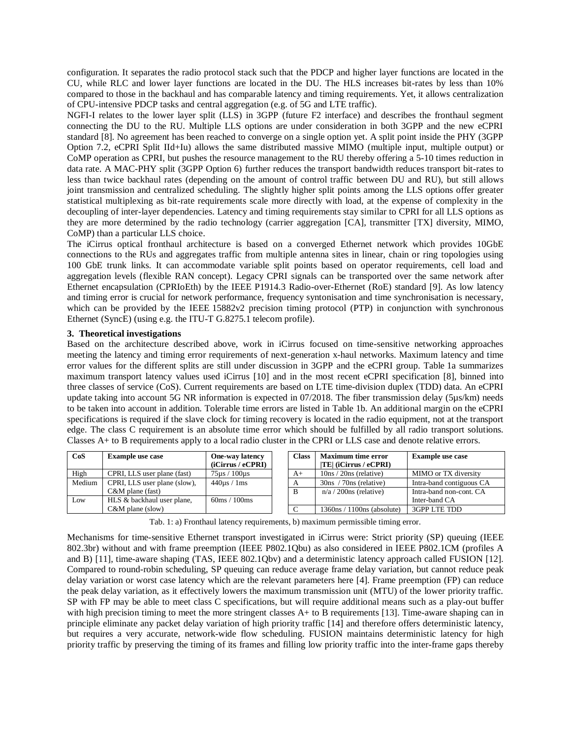configuration. It separates the radio protocol stack such that the PDCP and higher layer functions are located in the CU, while RLC and lower layer functions are located in the DU. The HLS increases bit-rates by less than 10% compared to those in the backhaul and has comparable latency and timing requirements. Yet, it allows centralization of CPU-intensive PDCP tasks and central aggregation (e.g. of 5G and LTE traffic).

NGFI-I relates to the lower layer split (LLS) in 3GPP (future F2 interface) and describes the fronthaul segment connecting the DU to the RU. Multiple LLS options are under consideration in both 3GPP and the new eCPRI standard [8]. No agreement has been reached to converge on a single option yet. A split point inside the PHY (3GPP Option 7.2, eCPRI Split IId+Iu) allows the same distributed massive MIMO (multiple input, multiple output) or CoMP operation as CPRI, but pushes the resource management to the RU thereby offering a 5-10 times reduction in data rate. A MAC-PHY split (3GPP Option 6) further reduces the transport bandwidth reduces transport bit-rates to less than twice backhaul rates (depending on the amount of control traffic between DU and RU), but still allows joint transmission and centralized scheduling. The slightly higher split points among the LLS options offer greater statistical multiplexing as bit-rate requirements scale more directly with load, at the expense of complexity in the decoupling of inter-layer dependencies. Latency and timing requirements stay similar to CPRI for all LLS options as they are more determined by the radio technology (carrier aggregation [CA], transmitter [TX] diversity, MIMO, CoMP) than a particular LLS choice.

The iCirrus optical fronthaul architecture is based on a converged Ethernet network which provides 10GbE connections to the RUs and aggregates traffic from multiple antenna sites in linear, chain or ring topologies using 100 GbE trunk links. It can accommodate variable split points based on operator requirements, cell load and aggregation levels (flexible RAN concept). Legacy CPRI signals can be transported over the same network after Ethernet encapsulation (CPRIoEth) by the IEEE P1914.3 Radio-over-Ethernet (RoE) standard [9]. As low latency and timing error is crucial for network performance, frequency syntonisation and time synchronisation is necessary, which can be provided by the IEEE 15882v2 precision timing protocol (PTP) in conjunction with synchronous Ethernet (SyncE) (using e.g. the ITU-T G.8275.1 telecom profile).

### 3. Theoretical investigations

Based on the architecture described above, work in iCirrus focused on time-sensitive networking approaches meeting the latency and timing error requirements of next-generation x-haul networks. Maximum latency and time error values for the different splits are still under discussion in 3GPP and the eCPRI group. Table 1a summarizes maximum transport latency values used iCirrus [10] and in the most recent eCPRI specification [8], binned into three classes of service (CoS). Current requirements are based on LTE time-division duplex (TDD) data. An eCPRI update taking into account 5G NR information is expected in 07/2018. The fiber transmission delay (5µs/km) needs to be taken into account in addition. Tolerable time errors are listed in Table 1b. An additional margin on the eCPRI specifications is required if the slave clock for timing recovery is located in the radio equipment, not at the transport edge. The class C requirement is an absolute time error which should be fulfilled by all radio transport solutions. Classes A+ to B requirements apply to a local radio cluster in the CPRI or LLS case and denote relative errors.

| CoS | Example use case | One-way latency (iCirrus / eCPRI) |
|---|---|---|
| High | CPRI, LLS user plane (fast) | 75µs / 100µs |
| Medium | CPRI, LLS user plane (slow), C&M plane (fast) | 440µs / 1ms |
| Low | HLS & backhaul user plane, C&M plane (slow) | 60ms / 100ms |

| Class | Maximum time error \|TE\| (iCirrus / eCPRI) | Example use case |
|---|---|---|
| A+ | 10ns / 20ns (relative) | MIMO or TX diversity |
| A | 30ns / 70ns (relative) | Intra-band contiguous CA |
| B | n/a / 200ns (relative) | Intra-band non-cont. CA Inter-band CA |
| C | 1360ns / 1100ns (absolute) | 3GPP LTE TDD |

Tab. 1: a) Fronthaul latency requirements, b) maximum permissible timing error.

Mechanisms for time-sensitive Ethernet transport investigated in iCirrus were: Strict priority (SP) queuing (IEEE 802.3br) without and with frame preemption (IEEE P802.1Qbu) as also considered in IEEE P802.1CM (profiles A and B) [11], time-aware shaping (TAS, IEEE 802.1Qbv) and a deterministic latency approach called FUSION [12]. Compared to round-robin scheduling, SP queuing can reduce average frame delay variation, but cannot reduce peak delay variation or worst case latency which are the relevant parameters here [4]. Frame preemption (FP) can reduce the peak delay variation, as it effectively lowers the maximum transmission unit (MTU) of the lower priority traffic. SP with FP may be able to meet class C specifications, but will require additional means such as a play-out buffer with high precision timing to meet the more stringent classes A+ to B requirements [13]. Time-aware shaping can in principle eliminate any packet delay variation of high priority traffic [14] and therefore offers deterministic latency, but requires a very accurate, network-wide flow scheduling. FUSION maintains deterministic latency for high priority traffic by preserving the timing of its frames and filling low priority traffic into the inter-frame gaps thereby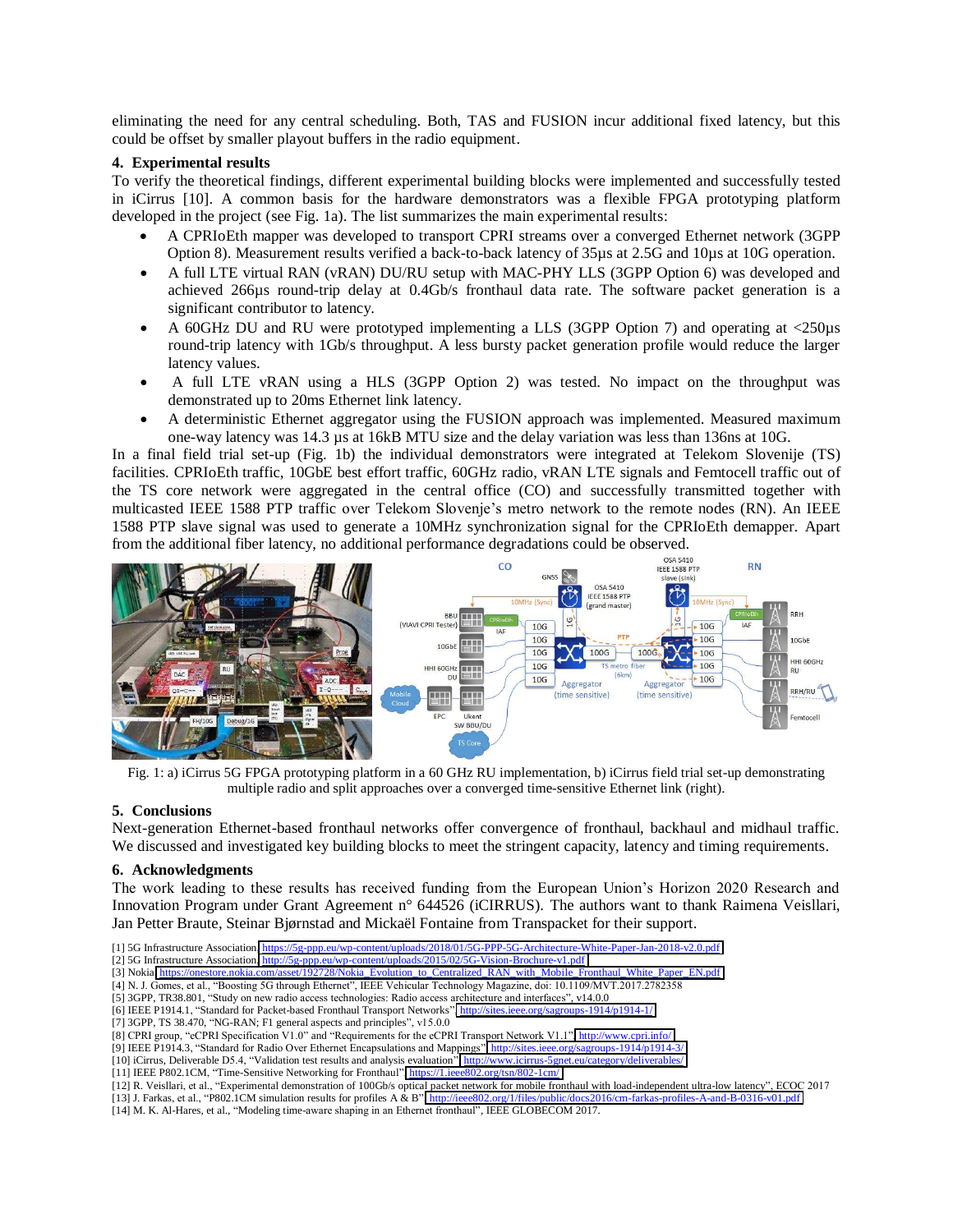eliminating the need for any central scheduling. Both, TAS and FUSION incur additional fixed latency, but this could be offset by smaller playout buffers in the radio equipment.

## 4. Experimental results

To verify the theoretical findings, different experimental building blocks were implemented and successfully tested in iCirrus [10]. A common basis for the hardware demonstrators was a flexible FPGA prototyping platform developed in the project (see Fig. 1a). The list summarizes the main experimental results:

- A CPRIoEth mapper was developed to transport CPRI streams over a converged Ethernet network (3GPP Option 8). Measurement results verified a back-to-back latency of 35µs at 2.5G and 10µs at 10G operation.
- A full LTE virtual RAN (vRAN) DU/RU setup with MAC-PHY LLS (3GPP Option 6) was developed and achieved 266µs round-trip delay at 0.4Gb/s fronthaul data rate. The software packet generation is a significant contributor to latency.
- A 60GHz DU and RU were prototyped implementing a LLS (3GPP Option 7) and operating at <250µs round-trip latency with 1Gb/s throughput. A less bursty packet generation profile would reduce the larger latency values.
- A full LTE vRAN using a HLS (3GPP Option 2) was tested. No impact on the throughput was demonstrated up to 20ms Ethernet link latency.
- A deterministic Ethernet aggregator using the FUSION approach was implemented. Measured maximum one-way latency was 14.3 µs at 16kB MTU size and the delay variation was less than 136ns at 10G.

In a final field trial set-up (Fig. 1b) the individual demonstrators were integrated at Telekom Slovenije (TS) facilities. CPRIoEth traffic, 10GbE best effort traffic, 60GHz radio, vRAN LTE signals and Femtocell traffic out of the TS core network were aggregated in the central office (CO) and successfully transmitted together with multicasted IEEE 1588 PTP traffic over Telekom Slovenje's metro network to the remote nodes (RN). An IEEE 1588 PTP slave signal was used to generate a 10MHz synchronization signal for the CPRIoEth demapper. Apart from the additional fiber latency, no additional performance degradations could be observed.

Fig. 1: a) iCirrus 5G FPGA prototyping platform in a 60 GHz RU implementation, b) iCirrus field trial set-up demonstrating multiple radio and split approaches over a converged time-sensitive Ethernet link (right).

## 5. Conclusions

Next-generation Ethernet-based fronthaul networks offer convergence of fronthaul, backhaul and midhaul traffic. We discussed and investigated key building blocks to meet the stringent capacity, latency and timing requirements.

## 6. Acknowledgments

The work leading to these results has received funding from the European Union's Horizon 2020 Research and Innovation Program under Grant Agreement n° 644526 (iCIRRUS). The authors want to thank Raimena Veisllari, Jan Petter Braute, Steinar Bjørnstad and Mickaël Fontaine from Transpacket for their support.

[1] 5G Infrastructure Association, https://5g-ppp.eu/wp-content/uploads/2018/01/5G-PPP-5G-Architecture-White-Paper-Jan-2018-v2.0.pdf
[2] 5G Infrastructure Association, http://5g-ppp.eu/wp-content/uploads/2015/02/5G-Vision-Brochure-v1.pdf
[3] Nokia https://onestore.nokia.com/asset/192728/Nokia_Evolution_to_Centralized_RAN_with_Mobile_Fronthaul_White_Paper_EN.pdf
[4] N. J. Gomes, et al., "Boosting 5G through Ethernet", IEEE Vehicular Technology Magazine, doi: 10.1109/MVT.2017.2782358
[5] 3GPP, TR38.801, "Study on new radio access technologies: Radio access architecture and interfaces", v14.0.0
[6] IEEE P1914.1, "Standard for Packet-based Fronthaul Transport Networks", http://sites.ieee.org/sagroups-1914/p1914-1/
[7] 3GPP, TS 38.470, "NG-RAN; F1 general aspects and principles", v15.0.0
[8] CPRI group, "eCPRI Specification V1.0" and "Requirements for the eCPRI Transport Network V1.1", http://www.cpri.info/
[9] IEEE P1914.3, "Standard for Radio Over Ethernet Encapsulations and Mappings", http://sites.ieee.org/sagroups-1914/p1914-3/
[10] iCirrus, Deliverable D5.4, "Validation test results and analysis evaluation", http://www.icirrus-5gnet.eu/category/deliverables/
[11] IEEE P802.1CM, "Time-Sensitive Networking for Fronthaul", https://1.ieee802.org/tsn/802-1cm/
[12] R. Veisllari, et al., "Experimental demonstration of 100Gb/s optical packet network for mobile fronthaul with load-independent ultra-low latency", ECOC 2017
[13] J. Farkas, et al., "P802.1CM simulation results for profiles A & B", http://ieee802.org/1/files/public/docs2016/cm-farkas-profiles-A-and-B-0316-v01.pdf
[14] M. K. Al-Hares, et al., "Modeling time-aware shaping in an Ethernet fronthaul", IEEE GLOBECOM 2017.